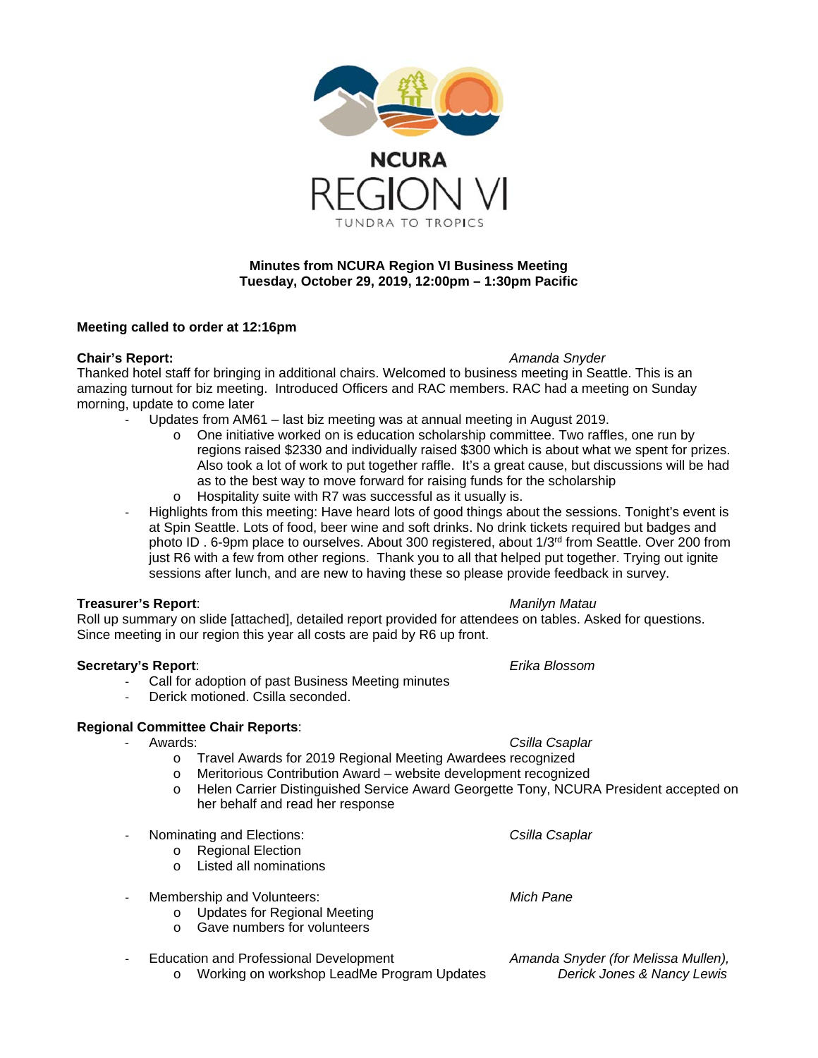**NCURA**

**REGION VI**

TUNDRA TO TROPICS

**Minutes from NCURA Region VI Business Meeting**
**Tuesday, October 29, 2019, 12:00pm – 1:30pm Pacific**

**Meeting called to order at 12:16pm**

**Chair's Report:** *Amanda Snyder*

Thanked hotel staff for bringing in additional chairs. Welcomed to business meeting in Seattle. This is an amazing turnout for biz meeting. Introduced Officers and RAC members. RAC had a meeting on Sunday morning, update to come later

- Updates from AM61 – last biz meeting was at annual meeting in August 2019.
  - One initiative worked on is education scholarship committee. Two raffles, one run by regions raised $2330 and individually raised $300 which is about what we spent for prizes. Also took a lot of work to put together raffle. It's a great cause, but discussions will be had as to the best way to move forward for raising funds for the scholarship
  - Hospitality suite with R7 was successful as it usually is.
- Highlights from this meeting: Have heard lots of good things about the sessions. Tonight's event is at Spin Seattle. Lots of food, beer wine and soft drinks. No drink tickets required but badges and photo ID . 6-9pm place to ourselves. About 300 registered, about 1/3rd from Seattle. Over 200 from just R6 with a few from other regions. Thank you to all that helped put together. Trying out ignite sessions after lunch, and are new to having these so please provide feedback in survey.

**Treasurer's Report**: *Manilyn Matau*

Roll up summary on slide [attached], detailed report provided for attendees on tables. Asked for questions. Since meeting in our region this year all costs are paid by R6 up front.

**Secretary's Report**: *Erika Blossom*

- Call for adoption of past Business Meeting minutes
- Derick motioned. Csilla seconded.

**Regional Committee Chair Reports**:

- Awards: *Csilla Csaplar*
  - Travel Awards for 2019 Regional Meeting Awardees recognized
  - Meritorious Contribution Award – website development recognized
  - Helen Carrier Distinguished Service Award Georgette Tony, NCURA President accepted on her behalf and read her response

- Nominating and Elections: *Csilla Csaplar*
  - Regional Election
  - Listed all nominations

- Membership and Volunteers: *Mich Pane*
  - Updates for Regional Meeting
  - Gave numbers for volunteers

- Education and Professional Development *Amanda Snyder (for Melissa Mullen), Derick Jones & Nancy Lewis*
  - Working on workshop LeadMe Program Updates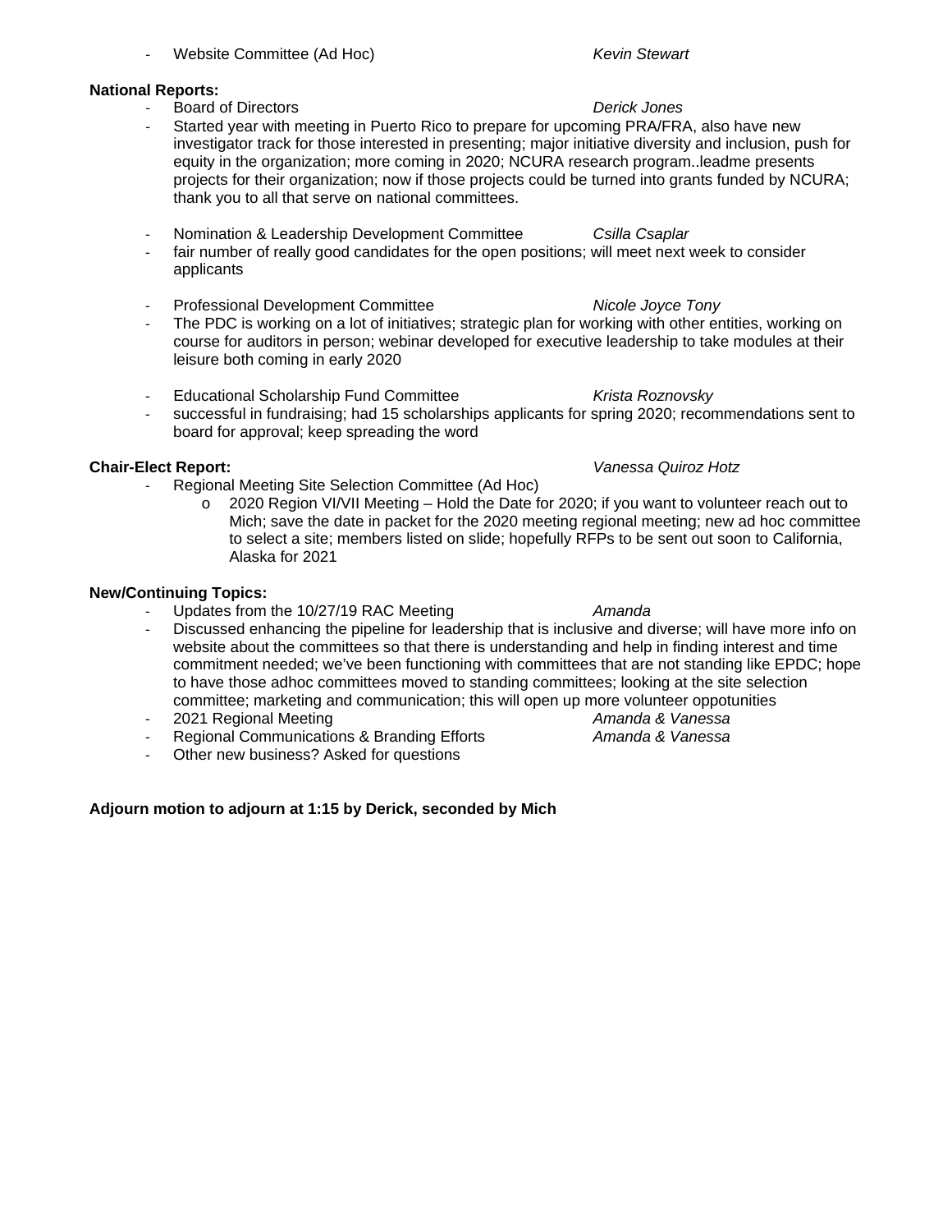- Website Committee (Ad Hoc) *Kevin Stewart*

**National Reports:**

- Board of Directors *Derick Jones*
- Started year with meeting in Puerto Rico to prepare for upcoming PRA/FRA, also have new investigator track for those interested in presenting; major initiative diversity and inclusion, push for equity in the organization; more coming in 2020; NCURA research program..leadme presents projects for their organization; now if those projects could be turned into grants funded by NCURA; thank you to all that serve on national committees.

- Nomination & Leadership Development Committee *Csilla Csaplar*
- fair number of really good candidates for the open positions; will meet next week to consider applicants

- Professional Development Committee *Nicole Joyce Tony*
- The PDC is working on a lot of initiatives; strategic plan for working with other entities, working on course for auditors in person; webinar developed for executive leadership to take modules at their leisure both coming in early 2020

- Educational Scholarship Fund Committee *Krista Roznovsky*
- successful in fundraising; had 15 scholarships applicants for spring 2020; recommendations sent to board for approval; keep spreading the word

**Chair-Elect Report:** *Vanessa Quiroz Hotz*

- Regional Meeting Site Selection Committee (Ad Hoc)
  - 2020 Region VI/VII Meeting – Hold the Date for 2020; if you want to volunteer reach out to Mich; save the date in packet for the 2020 meeting regional meeting; new ad hoc committee to select a site; members listed on slide; hopefully RFPs to be sent out soon to California, Alaska for 2021

**New/Continuing Topics:**

- Updates from the 10/27/19 RAC Meeting *Amanda*
- Discussed enhancing the pipeline for leadership that is inclusive and diverse; will have more info on website about the committees so that there is understanding and help in finding interest and time commitment needed; we've been functioning with committees that are not standing like EPDC; hope to have those adhoc committees moved to standing committees; looking at the site selection committee; marketing and communication; this will open up more volunteer oppotunities
- 2021 Regional Meeting *Amanda & Vanessa*
- Regional Communications & Branding Efforts *Amanda & Vanessa*
- Other new business? Asked for questions

**Adjourn motion to adjourn at 1:15 by Derick, seconded by Mich**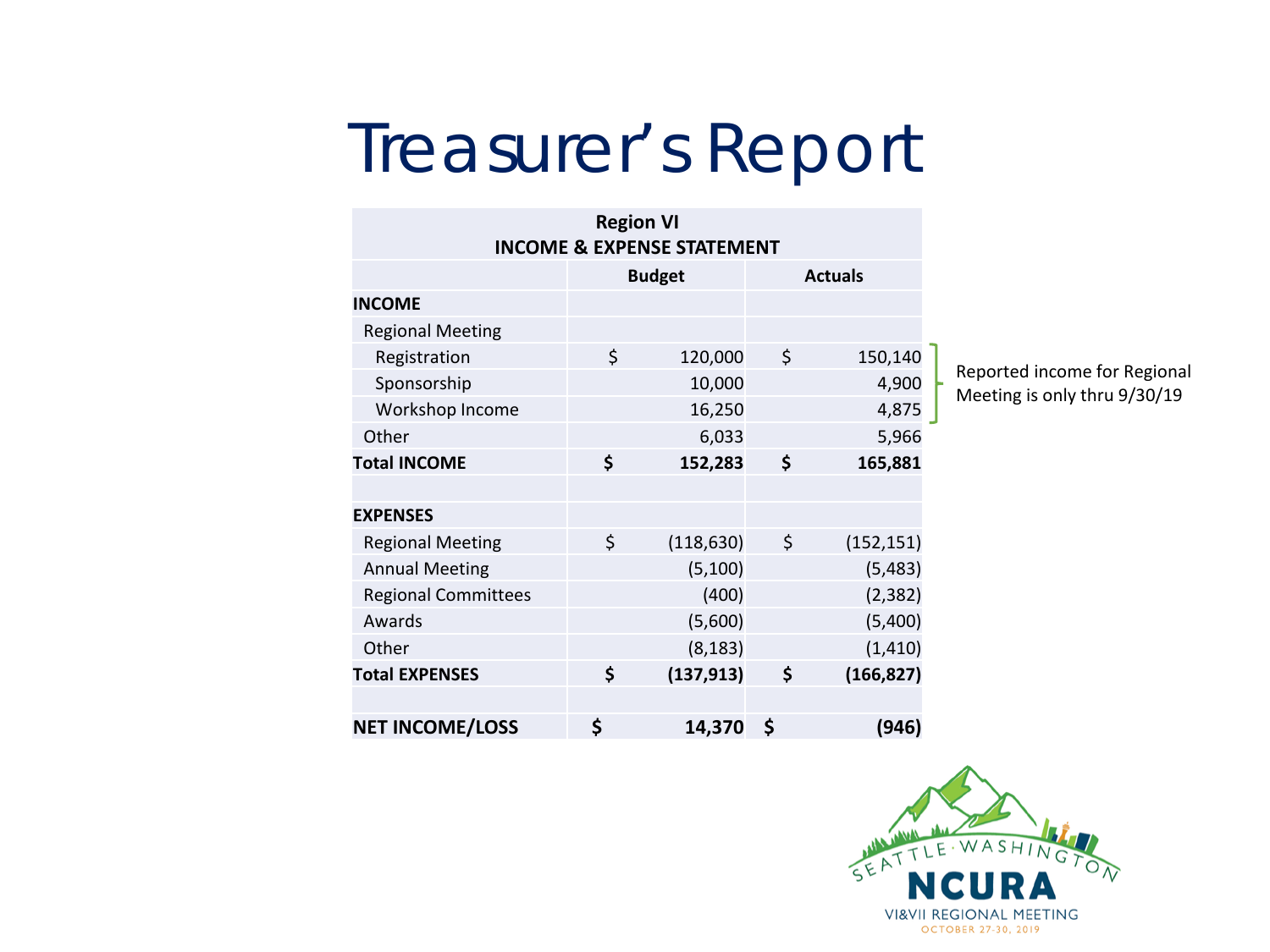# Treasurer's Report

| Region VI INCOME & EXPENSE STATEMENT | | | | |
|---|---|---|---|---|
| | Budget | | Actuals | |
| **INCOME** | | | | |
| Regional Meeting | | | | |
| Registration | $ | 120,000 | $ | 150,140 |
| Sponsorship | | 10,000 | | 4,900 |
| Workshop Income | | 16,250 | | 4,875 |
| Other | | 6,033 | | 5,966 |
| **Total INCOME** | **$** | **152,283** | **$** | **165,881** |
| | | | | |
| **EXPENSES** | | | | |
| Regional Meeting | $ | (118,630) | $ | (152,151) |
| Annual Meeting | | (5,100) | | (5,483) |
| Regional Committees | | (400) | | (2,382) |
| Awards | | (5,600) | | (5,400) |
| Other | | (8,183) | | (1,410) |
| **Total EXPENSES** | **$** | **(137,913)** | **$** | **(166,827)** |
| | | | | |
| **NET INCOME/LOSS** | **$** | **14,370** | **$** | **(946)** |

Reported income for Regional Meeting is only thru 9/30/19

SEATTLE · WASHINGTON
NCURA
VI&VII REGIONAL MEETING
OCTOBER 27-30, 2019